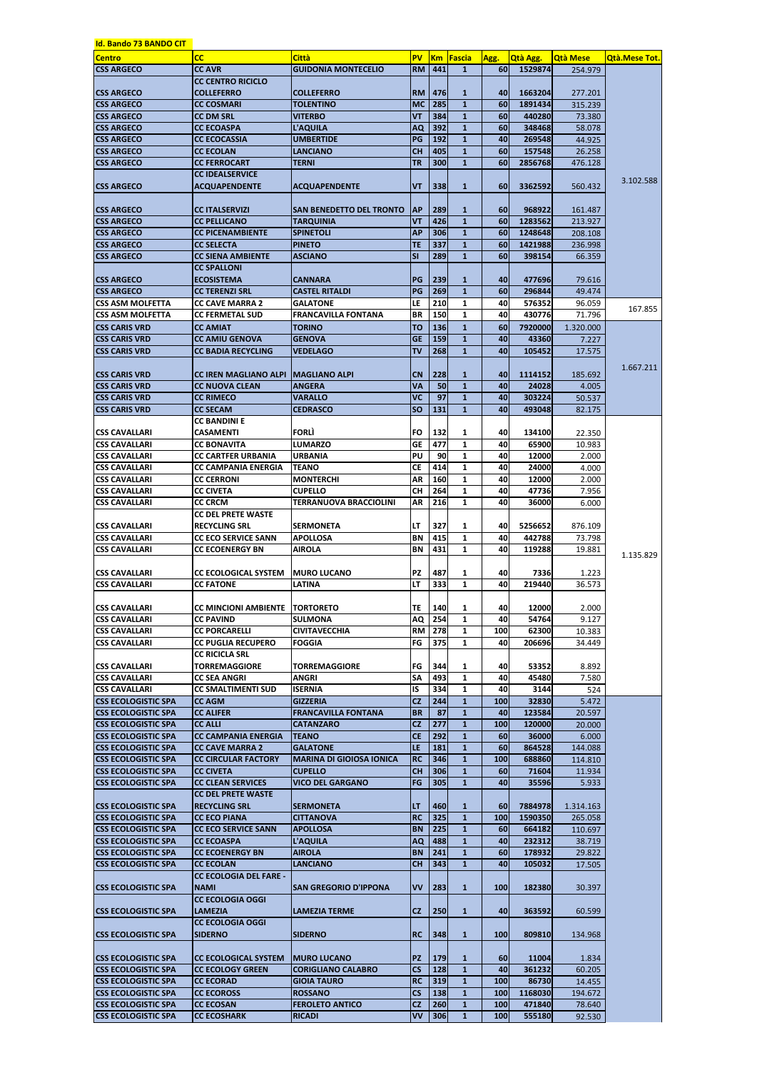**Id. Bando 73 BANDO CIT**

| Centro | CC | Città | PV | Km | Fascia | Agg. | Qtà Agg. | Qtà Mese | Qtà.Mese Tot. |
|---|---|---|---|---|---|---|---|---|---|
| CSS ARGECO | CC AVR | GUIDONIA MONTECELIO | RM | 441 | 1 | 60 | 1529874 | 254.979 | 3.102.588 |
| CSS ARGECO | CC CENTRO RICICLO COLLEFERRO | COLLEFERRO | RM | 476 | 1 | 40 | 1663204 | 277.201 | |
| CSS ARGECO | CC COSMARI | TOLENTINO | MC | 285 | 1 | 60 | 1891434 | 315.239 | |
| CSS ARGECO | CC DM SRL | VITERBO | VT | 384 | 1 | 60 | 440280 | 73.380 | |
| CSS ARGECO | CC ECOASPA | L'AQUILA | AQ | 392 | 1 | 60 | 348468 | 58.078 | |
| CSS ARGECO | CC ECOCASSIA | UMBERTIDE | PG | 192 | 1 | 40 | 269548 | 44.925 | |
| CSS ARGECO | CC ECOLAN | LANCIANO | CH | 405 | 1 | 60 | 157548 | 26.258 | |
| CSS ARGECO | CC FERROCART | TERNI | TR | 300 | 1 | 60 | 2856768 | 476.128 | |
| CSS ARGECO | CC IDEALSERVICE ACQUAPENDENTE | ACQUAPENDENTE | VT | 338 | 1 | 60 | 3362592 | 560.432 | |
| CSS ARGECO | CC ITALSERVIZI | SAN BENEDETTO DEL TRONTO | AP | 289 | 1 | 60 | 968922 | 161.487 | |
| CSS ARGECO | CC PELLICANO | TARQUINIA | VT | 426 | 1 | 60 | 1283562 | 213.927 | |
| CSS ARGECO | CC PICENAMBIENTE | SPINETOLI | AP | 306 | 1 | 60 | 1248648 | 208.108 | |
| CSS ARGECO | CC SELECTA | PINETO | TE | 337 | 1 | 60 | 1421988 | 236.998 | |
| CSS ARGECO | CC SIENA AMBIENTE | ASCIANO | SI | 289 | 1 | 60 | 398154 | 66.359 | |
| CSS ARGECO | CC SPALLONI ECOSISTEMA | CANNARA | PG | 239 | 1 | 40 | 477696 | 79.616 | |
| CSS ARGECO | CC TERENZI SRL | CASTEL RITALDI | PG | 269 | 1 | 60 | 296844 | 49.474 | |
| CSS ASM MOLFETTA | CC CAVE MARRA 2 | GALATONE | LE | 210 | 1 | 40 | 576352 | 96.059 | 167.855 |
| CSS ASM MOLFETTA | CC FERMETAL SUD | FRANCAVILLA FONTANA | BR | 150 | 1 | 40 | 430776 | 71.796 | |
| CSS CARIS VRD | CC AMIAT | TORINO | TO | 136 | 1 | 60 | 7920000 | 1.320.000 | 1.667.211 |
| CSS CARIS VRD | CC AMIU GENOVA | GENOVA | GE | 159 | 1 | 40 | 43360 | 7.227 | |
| CSS CARIS VRD | CC BADIA RECYCLING | VEDELAGO | TV | 268 | 1 | 40 | 105452 | 17.575 | |
| CSS CARIS VRD | CC IREN MAGLIANO ALPI | MAGLIANO ALPI | CN | 228 | 1 | 40 | 1114152 | 185.692 | |
| CSS CARIS VRD | CC NUOVA CLEAN | ANGERA | VA | 50 | 1 | 40 | 24028 | 4.005 | |
| CSS CARIS VRD | CC RIMECO | VARALLO | VC | 97 | 1 | 40 | 303224 | 50.537 | |
| CSS CARIS VRD | CC SECAM | CEDRASCO | SO | 131 | 1 | 40 | 493048 | 82.175 | |
| CSS CAVALLARI | CC BANDINI E CASAMENTI | FORLÌ | FO | 132 | 1 | 40 | 134100 | 22.350 | 1.135.829 |
| CSS CAVALLARI | CC BONAVITA | LUMARZO | GE | 477 | 1 | 40 | 65900 | 10.983 | |
| CSS CAVALLARI | CC CARTFER URBANIA | URBANIA | PU | 90 | 1 | 40 | 12000 | 2.000 | |
| CSS CAVALLARI | CC CAMPANIA ENERGIA | TEANO | CE | 414 | 1 | 40 | 24000 | 4.000 | |
| CSS CAVALLARI | CC CERRONI | MONTERCHI | AR | 160 | 1 | 40 | 12000 | 2.000 | |
| CSS CAVALLARI | CC CIVETA | CUPELLO | CH | 264 | 1 | 40 | 47736 | 7.956 | |
| CSS CAVALLARI | CC CRCM | TERRANUOVA BRACCIOLINI | AR | 216 | 1 | 40 | 36000 | 6.000 | |
| CSS CAVALLARI | CC DEL PRETE WASTE RECYCLING SRL | SERMONETA | LT | 327 | 1 | 40 | 5256652 | 876.109 | |
| CSS CAVALLARI | CC ECO SERVICE SANN | APOLLOSA | BN | 415 | 1 | 40 | 442788 | 73.798 | |
| CSS CAVALLARI | CC ECOENERGY BN | AIROLA | BN | 431 | 1 | 40 | 119288 | 19.881 | |
| CSS CAVALLARI | CC ECOLOGICAL SYSTEM | MURO LUCANO | PZ | 487 | 1 | 40 | 7336 | 1.223 | |
| CSS CAVALLARI | CC FATONE | LATINA | LT | 333 | 1 | 40 | 219440 | 36.573 | |
| CSS CAVALLARI | CC MINCIONI AMBIENTE | TORTORETO | TE | 140 | 1 | 40 | 12000 | 2.000 | |
| CSS CAVALLARI | CC PAVIND | SULMONA | AQ | 254 | 1 | 40 | 54764 | 9.127 | |
| CSS CAVALLARI | CC PORCARELLI | CIVITAVECCHIA | RM | 278 | 1 | 100 | 62300 | 10.383 | |
| CSS CAVALLARI | CC PUGLIA RECUPERO | FOGGIA | FG | 375 | 1 | 40 | 206696 | 34.449 | |
| CSS CAVALLARI | CC RICICLA SRL TORREMAGGIORE | TORREMAGGIORE | FG | 344 | 1 | 40 | 53352 | 8.892 | |
| CSS CAVALLARI | CC SEA ANGRI | ANGRI | SA | 493 | 1 | 40 | 45480 | 7.580 | |
| CSS CAVALLARI | CC SMALTIMENTI SUD | ISERNIA | IS | 334 | 1 | 40 | 3144 | 524 | |
| CSS ECOLOGISTIC SPA | CC AGM | GIZZERIA | CZ | 244 | 1 | 100 | 32830 | 5.472 | |
| CSS ECOLOGISTIC SPA | CC ALIFER | FRANCAVILLA FONTANA | BR | 87 | 1 | 40 | 123584 | 20.597 | |
| CSS ECOLOGISTIC SPA | CC ALLI | CATANZARO | CZ | 277 | 1 | 100 | 120000 | 20.000 | |
| CSS ECOLOGISTIC SPA | CC CAMPANIA ENERGIA | TEANO | CE | 292 | 1 | 60 | 36000 | 6.000 | |
| CSS ECOLOGISTIC SPA | CC CAVE MARRA 2 | GALATONE | LE | 181 | 1 | 60 | 864528 | 144.088 | |
| CSS ECOLOGISTIC SPA | CC CIRCULAR FACTORY | MARINA DI GIOIOSA IONICA | RC | 346 | 1 | 100 | 688860 | 114.810 | |
| CSS ECOLOGISTIC SPA | CC CIVETA | CUPELLO | CH | 306 | 1 | 60 | 71604 | 11.934 | |
| CSS ECOLOGISTIC SPA | CC CLEAN SERVICES | VICO DEL GARGANO | FG | 305 | 1 | 40 | 35596 | 5.933 | |
| CSS ECOLOGISTIC SPA | CC DEL PRETE WASTE RECYCLING SRL | SERMONETA | LT | 460 | 1 | 60 | 7884978 | 1.314.163 | |
| CSS ECOLOGISTIC SPA | CC ECO PIANA | CITTANOVA | RC | 325 | 1 | 100 | 1590350 | 265.058 | |
| CSS ECOLOGISTIC SPA | CC ECO SERVICE SANN | APOLLOSA | BN | 225 | 1 | 60 | 664182 | 110.697 | |
| CSS ECOLOGISTIC SPA | CC ECOASPA | L'AQUILA | AQ | 488 | 1 | 40 | 232312 | 38.719 | |
| CSS ECOLOGISTIC SPA | CC ECOENERGY BN | AIROLA | BN | 241 | 1 | 60 | 178932 | 29.822 | |
| CSS ECOLOGISTIC SPA | CC ECOLAN | LANCIANO | CH | 343 | 1 | 40 | 105032 | 17.505 | |
| CSS ECOLOGISTIC SPA | CC ECOLOGIA DEL FARE - NAMI | SAN GREGORIO D'IPPONA | VV | 283 | 1 | 100 | 182380 | 30.397 | |
| CSS ECOLOGISTIC SPA | CC ECOLOGIA OGGI LAMEZIA | LAMEZIA TERME | CZ | 250 | 1 | 40 | 363592 | 60.599 | |
| CSS ECOLOGISTIC SPA | CC ECOLOGIA OGGI SIDERNO | SIDERNO | RC | 348 | 1 | 100 | 809810 | 134.968 | |
| CSS ECOLOGISTIC SPA | CC ECOLOGICAL SYSTEM | MURO LUCANO | PZ | 179 | 1 | 60 | 11004 | 1.834 | |
| CSS ECOLOGISTIC SPA | CC ECOLOGY GREEN | CORIGLIANO CALABRO | CS | 128 | 1 | 40 | 361232 | 60.205 | |
| CSS ECOLOGISTIC SPA | CC ECORAD | GIOIA TAURO | RC | 319 | 1 | 100 | 86730 | 14.455 | |
| CSS ECOLOGISTIC SPA | CC ECOROSS | ROSSANO | CS | 138 | 1 | 100 | 1168030 | 194.672 | |
| CSS ECOLOGISTIC SPA | CC ECOSAN | FEROLETO ANTICO | CZ | 260 | 1 | 100 | 471840 | 78.640 | |
| CSS ECOLOGISTIC SPA | CC ECOSHARK | RICADI | VV | 306 | 1 | 100 | 555180 | 92.530 | |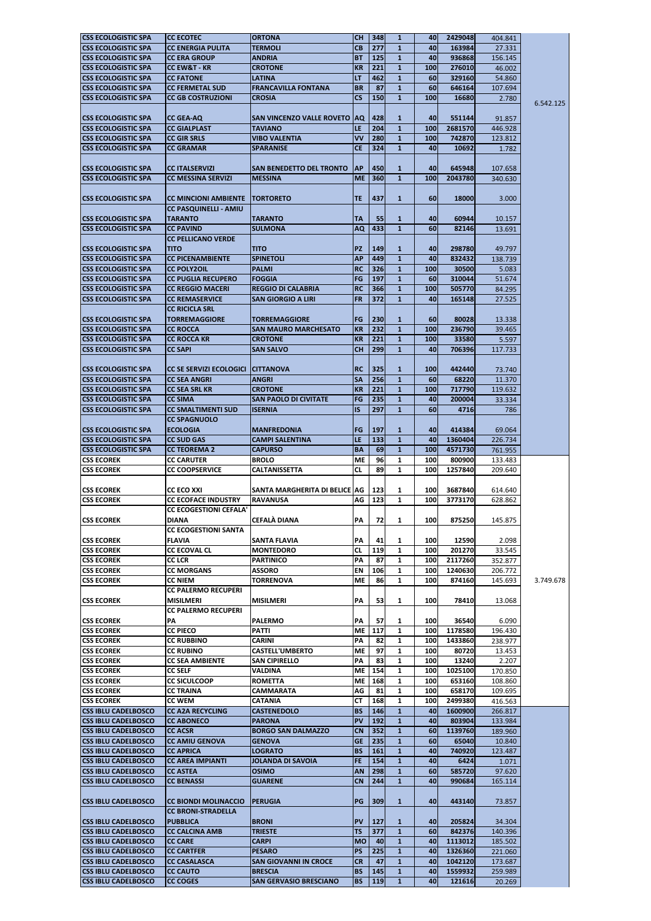| | | | | | | | | | |
|---|---|---|---|---|---|---|---|---|---|
| CSS ECOLOGISTIC SPA | CC ECOTEC | ORTONA | CH | 348 | 1 | 40 | 2429048 | 404.841 | |
| CSS ECOLOGISTIC SPA | CC ENERGIA PULITA | TERMOLI | CB | 277 | 1 | 40 | 163984 | 27.331 | |
| CSS ECOLOGISTIC SPA | CC ERA GROUP | ANDRIA | BT | 125 | 1 | 40 | 936868 | 156.145 | |
| CSS ECOLOGISTIC SPA | CC EW&T - KR | CROTONE | KR | 221 | 1 | 100 | 276010 | 46.002 | |
| CSS ECOLOGISTIC SPA | CC FATONE | LATINA | LT | 462 | 1 | 60 | 329160 | 54.860 | |
| CSS ECOLOGISTIC SPA | CC FERMETAL SUD | FRANCAVILLA FONTANA | BR | 87 | 1 | 60 | 646164 | 107.694 | |
| CSS ECOLOGISTIC SPA | CC GB COSTRUZIONI | CROSIA | CS | 150 | 1 | 100 | 16680 | 2.780 | 6.542.125 |
| CSS ECOLOGISTIC SPA | CC GEA-AQ | SAN VINCENZO VALLE ROVETO | AQ | 428 | 1 | 40 | 551144 | 91.857 | |
| CSS ECOLOGISTIC SPA | CC GIALPLAST | TAVIANO | LE | 204 | 1 | 100 | 2681570 | 446.928 | |
| CSS ECOLOGISTIC SPA | CC GIR SRLS | VIBO VALENTIA | VV | 280 | 1 | 100 | 742870 | 123.812 | |
| CSS ECOLOGISTIC SPA | CC GRAMAR | SPARANISE | CE | 324 | 1 | 40 | 10692 | 1.782 | |
| CSS ECOLOGISTIC SPA | CC ITALSERVIZI | SAN BENEDETTO DEL TRONTO | AP | 450 | 1 | 40 | 645948 | 107.658 | |
| CSS ECOLOGISTIC SPA | CC MESSINA SERVIZI | MESSINA | ME | 360 | 1 | 100 | 2043780 | 340.630 | |
| CSS ECOLOGISTIC SPA | CC MINCIONI AMBIENTE | TORTORETO | TE | 437 | 1 | 60 | 18000 | 3.000 | |
| CSS ECOLOGISTIC SPA | CC PASQUINELLI - AMIU TARANTO | TARANTO | TA | 55 | 1 | 40 | 60944 | 10.157 | |
| CSS ECOLOGISTIC SPA | CC PAVIND | SULMONA | AQ | 433 | 1 | 60 | 82146 | 13.691 | |
| CSS ECOLOGISTIC SPA | CC PELLICANO VERDE TITO | TITO | PZ | 149 | 1 | 40 | 298780 | 49.797 | |
| CSS ECOLOGISTIC SPA | CC PICENAMBIENTE | SPINETOLI | AP | 449 | 1 | 40 | 832432 | 138.739 | |
| CSS ECOLOGISTIC SPA | CC POLY2OIL | PALMI | RC | 326 | 1 | 100 | 30500 | 5.083 | |
| CSS ECOLOGISTIC SPA | CC PUGLIA RECUPERO | FOGGIA | FG | 197 | 1 | 60 | 310044 | 51.674 | |
| CSS ECOLOGISTIC SPA | CC REGGIO MACERI | REGGIO DI CALABRIA | RC | 366 | 1 | 100 | 505770 | 84.295 | |
| CSS ECOLOGISTIC SPA | CC REMASERVICE | SAN GIORGIO A LIRI | FR | 372 | 1 | 40 | 165148 | 27.525 | |
| CSS ECOLOGISTIC SPA | CC RICICLA SRL TORREMAGGIORE | TORREMAGGIORE | FG | 230 | 1 | 60 | 80028 | 13.338 | |
| CSS ECOLOGISTIC SPA | CC ROCCA | SAN MAURO MARCHESATO | KR | 232 | 1 | 100 | 236790 | 39.465 | |
| CSS ECOLOGISTIC SPA | CC ROCCA KR | CROTONE | KR | 221 | 1 | 100 | 33580 | 5.597 | |
| CSS ECOLOGISTIC SPA | CC SAPI | SAN SALVO | CH | 299 | 1 | 40 | 706396 | 117.733 | |
| CSS ECOLOGISTIC SPA | CC SE SERVIZI ECOLOGICI | CITTANOVA | RC | 325 | 1 | 100 | 442440 | 73.740 | |
| CSS ECOLOGISTIC SPA | CC SEA ANGRI | ANGRI | SA | 256 | 1 | 60 | 68220 | 11.370 | |
| CSS ECOLOGISTIC SPA | CC SEA SRL KR | CROTONE | KR | 221 | 1 | 100 | 717790 | 119.632 | |
| CSS ECOLOGISTIC SPA | CC SIMA | SAN PAOLO DI CIVITATE | FG | 235 | 1 | 40 | 200004 | 33.334 | |
| CSS ECOLOGISTIC SPA | CC SMALTIMENTI SUD | ISERNIA | IS | 297 | 1 | 60 | 4716 | 786 | |
| CSS ECOLOGISTIC SPA | CC SPAGNUOLO ECOLOGIA | MANFREDONIA | FG | 197 | 1 | 40 | 414384 | 69.064 | |
| CSS ECOLOGISTIC SPA | CC SUD GAS | CAMPI SALENTINA | LE | 133 | 1 | 40 | 1360404 | 226.734 | |
| CSS ECOLOGISTIC SPA | CC TEOREMA 2 | CAPURSO | BA | 69 | 1 | 100 | 4571730 | 761.955 | |
| CSS ECOREK | CC CARUTER | BROLO | ME | 96 | 1 | 100 | 800900 | 133.483 | |
| CSS ECOREK | CC COOPSERVICE | CALTANISSETTA | CL | 89 | 1 | 100 | 1257840 | 209.640 | |
| CSS ECOREK | CC ECO XXI | SANTA MARGHERITA DI BELICE | AG | 123 | 1 | 100 | 3687840 | 614.640 | |
| CSS ECOREK | CC ECOFACE INDUSTRY | RAVANUSA | AG | 123 | 1 | 100 | 3773170 | 628.862 | |
| CSS ECOREK | CC ECOGESTIONI CEFALA' DIANA | CEFALÀ DIANA | PA | 72 | 1 | 100 | 875250 | 145.875 | |
| CSS ECOREK | CC ECOGESTIONI SANTA FLAVIA | SANTA FLAVIA | PA | 41 | 1 | 100 | 12590 | 2.098 | |
| CSS ECOREK | CC ECOVAL CL | MONTEDORO | CL | 119 | 1 | 100 | 201270 | 33.545 | |
| CSS ECOREK | CC LCR | PARTINICO | PA | 87 | 1 | 100 | 2117260 | 352.877 | |
| CSS ECOREK | CC MORGANS | ASSORO | EN | 106 | 1 | 100 | 1240630 | 206.772 | |
| CSS ECOREK | CC NIEM | TORRENOVA | ME | 86 | 1 | 100 | 874160 | 145.693 | 3.749.678 |
| CSS ECOREK | CC PALERMO RECUPERI MISILMERI | MISILMERI | PA | 53 | 1 | 100 | 78410 | 13.068 | |
| CSS ECOREK | CC PALERMO RECUPERI PA | PALERMO | PA | 57 | 1 | 100 | 36540 | 6.090 | |
| CSS ECOREK | CC PIECO | PATTI | ME | 117 | 1 | 100 | 1178580 | 196.430 | |
| CSS ECOREK | CC RUBBINO | CARINI | PA | 82 | 1 | 100 | 1433860 | 238.977 | |
| CSS ECOREK | CC RUBINO | CASTELL'UMBERTO | ME | 97 | 1 | 100 | 80720 | 13.453 | |
| CSS ECOREK | CC SEA AMBIENTE | SAN CIPIRELLO | PA | 83 | 1 | 100 | 13240 | 2.207 | |
| CSS ECOREK | CC SELF | VALDINA | ME | 154 | 1 | 100 | 1025100 | 170.850 | |
| CSS ECOREK | CC SICULCOOP | ROMETTA | ME | 168 | 1 | 100 | 653160 | 108.860 | |
| CSS ECOREK | CC TRAINA | CAMMARATA | AG | 81 | 1 | 100 | 658170 | 109.695 | |
| CSS ECOREK | CC WEM | CATANIA | CT | 168 | 1 | 100 | 2499380 | 416.563 | |
| CSS IBLU CADELBOSCO | CC A2A RECYCLING | CASTENEDOLO | BS | 146 | 1 | 40 | 1600900 | 266.817 | |
| CSS IBLU CADELBOSCO | CC ABONECO | PARONA | PV | 192 | 1 | 40 | 803904 | 133.984 | |
| CSS IBLU CADELBOSCO | CC ACSR | BORGO SAN DALMAZZO | CN | 352 | 1 | 60 | 1139760 | 189.960 | |
| CSS IBLU CADELBOSCO | CC AMIU GENOVA | GENOVA | GE | 235 | 1 | 60 | 65040 | 10.840 | |
| CSS IBLU CADELBOSCO | CC APRICA | LOGRATO | BS | 161 | 1 | 40 | 740920 | 123.487 | |
| CSS IBLU CADELBOSCO | CC AREA IMPIANTI | JOLANDA DI SAVOIA | FE | 154 | 1 | 40 | 6424 | 1.071 | |
| CSS IBLU CADELBOSCO | CC ASTEA | OSIMO | AN | 298 | 1 | 60 | 585720 | 97.620 | |
| CSS IBLU CADELBOSCO | CC BENASSI | GUARENE | CN | 244 | 1 | 40 | 990684 | 165.114 | |
| CSS IBLU CADELBOSCO | CC BIONDI MOLINACCIO | PERUGIA | PG | 309 | 1 | 40 | 443140 | 73.857 | |
| CSS IBLU CADELBOSCO | CC BRONI-STRADELLA PUBBLICA | BRONI | PV | 127 | 1 | 40 | 205824 | 34.304 | |
| CSS IBLU CADELBOSCO | CC CALCINA AMB | TRIESTE | TS | 377 | 1 | 60 | 842376 | 140.396 | |
| CSS IBLU CADELBOSCO | CC CARE | CARPI | MO | 40 | 1 | 40 | 1113012 | 185.502 | |
| CSS IBLU CADELBOSCO | CC CARTFER | PESARO | PS | 225 | 1 | 40 | 1326360 | 221.060 | |
| CSS IBLU CADELBOSCO | CC CASALASCA | SAN GIOVANNI IN CROCE | CR | 47 | 1 | 40 | 1042120 | 173.687 | |
| CSS IBLU CADELBOSCO | CC CAUTO | BRESCIA | BS | 145 | 1 | 40 | 1559932 | 259.989 | |
| CSS IBLU CADELBOSCO | CC COGES | SAN GERVASIO BRESCIANO | BS | 119 | 1 | 40 | 121616 | 20.269 | |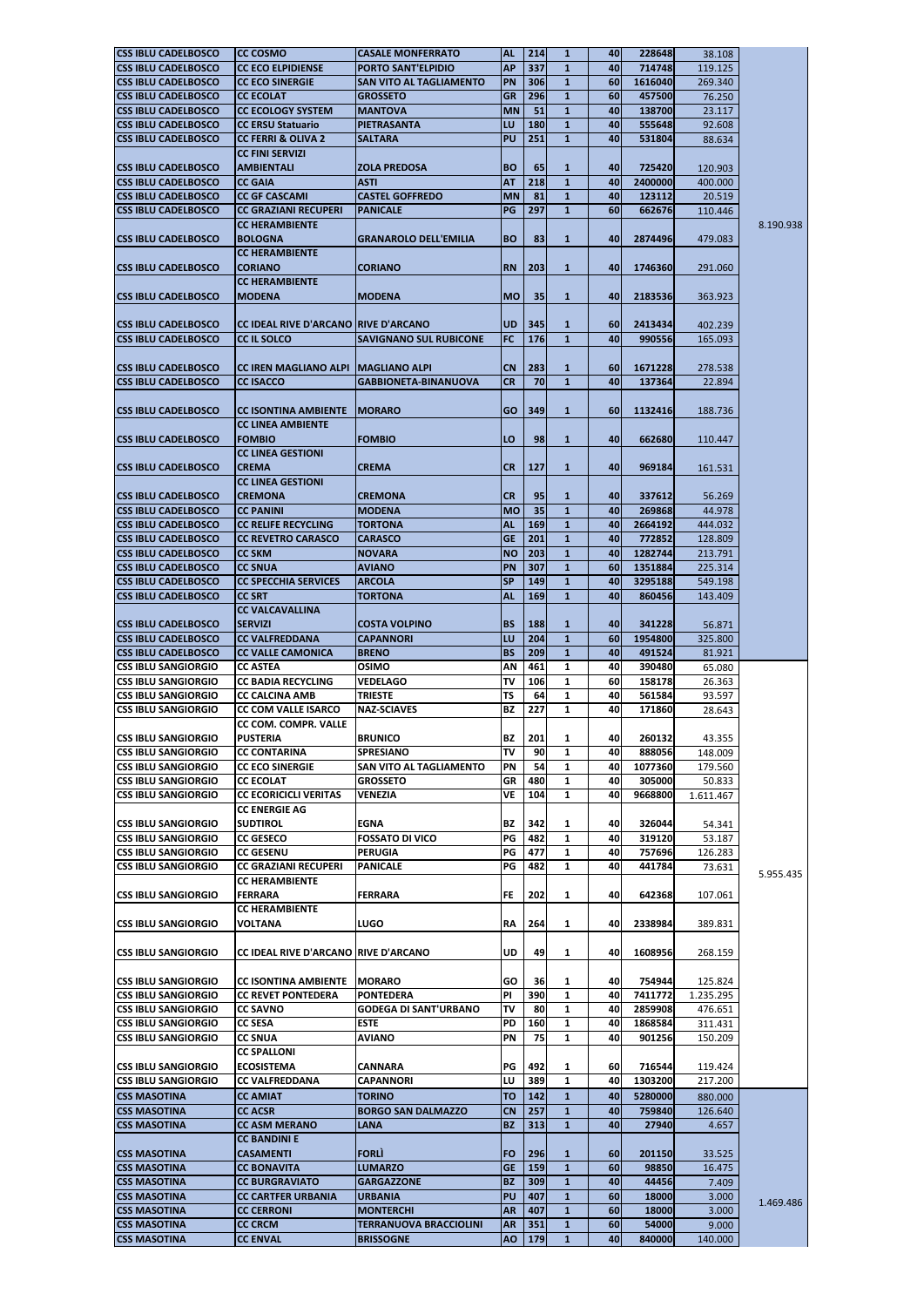| | | | | | | | | | |
|---|---|---|---|---|---|---|---|---|---|
| CSS IBLU CADELBOSCO | CC COSMO | CASALE MONFERRATO | AL | 214 | 1 | 40 | 228648 | 38.108 | 8.190.938 |
| CSS IBLU CADELBOSCO | CC ECO ELPIDIENSE | PORTO SANT'ELPIDIO | AP | 337 | 1 | 40 | 714748 | 119.125 | |
| CSS IBLU CADELBOSCO | CC ECO SINERGIE | SAN VITO AL TAGLIAMENTO | PN | 306 | 1 | 60 | 1616040 | 269.340 | |
| CSS IBLU CADELBOSCO | CC ECOLAT | GROSSETO | GR | 296 | 1 | 60 | 457500 | 76.250 | |
| CSS IBLU CADELBOSCO | CC ECOLOGY SYSTEM | MANTOVA | MN | 51 | 1 | 40 | 138700 | 23.117 | |
| CSS IBLU CADELBOSCO | CC ERSU Statuario | PIETRASANTA | LU | 180 | 1 | 40 | 555648 | 92.608 | |
| CSS IBLU CADELBOSCO | CC FERRI & OLIVA 2 | SALTARA | PU | 251 | 1 | 40 | 531804 | 88.634 | |
| CSS IBLU CADELBOSCO | CC FINI SERVIZI AMBIENTALI | ZOLA PREDOSA | BO | 65 | 1 | 40 | 725420 | 120.903 | |
| CSS IBLU CADELBOSCO | CC GAIA | ASTI | AT | 218 | 1 | 40 | 2400000 | 400.000 | |
| CSS IBLU CADELBOSCO | CC GF CASCAMI | CASTEL GOFFREDO | MN | 81 | 1 | 40 | 123112 | 20.519 | |
| CSS IBLU CADELBOSCO | CC GRAZIANI RECUPERI | PANICALE | PG | 297 | 1 | 60 | 662676 | 110.446 | |
| CSS IBLU CADELBOSCO | CC HERAMBIENTE BOLOGNA | GRANAROLO DELL'EMILIA | BO | 83 | 1 | 40 | 2874496 | 479.083 | |
| CSS IBLU CADELBOSCO | CC HERAMBIENTE CORIANO | CORIANO | RN | 203 | 1 | 40 | 1746360 | 291.060 | |
| CSS IBLU CADELBOSCO | CC HERAMBIENTE MODENA | MODENA | MO | 35 | 1 | 40 | 2183536 | 363.923 | |
| CSS IBLU CADELBOSCO | CC IDEAL RIVE D'ARCANO | RIVE D'ARCANO | UD | 345 | 1 | 60 | 2413434 | 402.239 | |
| CSS IBLU CADELBOSCO | CC IL SOLCO | SAVIGNANO SUL RUBICONE | FC | 176 | 1 | 40 | 990556 | 165.093 | |
| CSS IBLU CADELBOSCO | CC IREN MAGLIANO ALPI | MAGLIANO ALPI | CN | 283 | 1 | 60 | 1671228 | 278.538 | |
| CSS IBLU CADELBOSCO | CC ISACCO | GABBIONETA-BINANUOVA | CR | 70 | 1 | 40 | 137364 | 22.894 | |
| CSS IBLU CADELBOSCO | CC ISONTINA AMBIENTE | MORARO | GO | 349 | 1 | 60 | 1132416 | 188.736 | |
| CSS IBLU CADELBOSCO | CC LINEA AMBIENTE FOMBIO | FOMBIO | LO | 98 | 1 | 40 | 662680 | 110.447 | |
| CSS IBLU CADELBOSCO | CC LINEA GESTIONI CREMA | CREMA | CR | 127 | 1 | 40 | 969184 | 161.531 | |
| CSS IBLU CADELBOSCO | CC LINEA GESTIONI CREMONA | CREMONA | CR | 95 | 1 | 40 | 337612 | 56.269 | |
| CSS IBLU CADELBOSCO | CC PANINI | MODENA | MO | 35 | 1 | 40 | 269868 | 44.978 | |
| CSS IBLU CADELBOSCO | CC RELIFE RECYCLING | TORTONA | AL | 169 | 1 | 40 | 2664192 | 444.032 | |
| CSS IBLU CADELBOSCO | CC REVETRO CARASCO | CARASCO | GE | 201 | 1 | 40 | 772852 | 128.809 | |
| CSS IBLU CADELBOSCO | CC SKM | NOVARA | NO | 203 | 1 | 40 | 1282744 | 213.791 | |
| CSS IBLU CADELBOSCO | CC SNUA | AVIANO | PN | 307 | 1 | 60 | 1351884 | 225.314 | |
| CSS IBLU CADELBOSCO | CC SPECCHIA SERVICES | ARCOLA | SP | 149 | 1 | 40 | 3295188 | 549.198 | |
| CSS IBLU CADELBOSCO | CC SRT | TORTONA | AL | 169 | 1 | 40 | 860456 | 143.409 | |
| CSS IBLU CADELBOSCO | CC VALCAVALLINA SERVIZI | COSTA VOLPINO | BS | 188 | 1 | 40 | 341228 | 56.871 | |
| CSS IBLU CADELBOSCO | CC VALFREDDANA | CAPANNORI | LU | 204 | 1 | 60 | 1954800 | 325.800 | |
| CSS IBLU CADELBOSCO | CC VALLE CAMONICA | BRENO | BS | 209 | 1 | 40 | 491524 | 81.921 | |
| CSS IBLU SANGIORGIO | CC ASTEA | OSIMO | AN | 461 | 1 | 40 | 390480 | 65.080 | 5.955.435 |
| CSS IBLU SANGIORGIO | CC BADIA RECYCLING | VEDELAGO | TV | 106 | 1 | 60 | 158178 | 26.363 | |
| CSS IBLU SANGIORGIO | CC CALCINA AMB | TRIESTE | TS | 64 | 1 | 40 | 561584 | 93.597 | |
| CSS IBLU SANGIORGIO | CC COM VALLE ISARCO | NAZ-SCIAVES | BZ | 227 | 1 | 40 | 171860 | 28.643 | |
| CSS IBLU SANGIORGIO | CC COM. COMPR. VALLE PUSTERIA | BRUNICO | BZ | 201 | 1 | 40 | 260132 | 43.355 | |
| CSS IBLU SANGIORGIO | CC CONTARINA | SPRESIANO | TV | 90 | 1 | 40 | 888056 | 148.009 | |
| CSS IBLU SANGIORGIO | CC ECO SINERGIE | SAN VITO AL TAGLIAMENTO | PN | 54 | 1 | 40 | 1077360 | 179.560 | |
| CSS IBLU SANGIORGIO | CC ECOLAT | GROSSETO | GR | 480 | 1 | 40 | 305000 | 50.833 | |
| CSS IBLU SANGIORGIO | CC ECORICICLI VERITAS | VENEZIA | VE | 104 | 1 | 40 | 9668800 | 1.611.467 | |
| CSS IBLU SANGIORGIO | CC ENERGIE AG SUDTIROL | EGNA | BZ | 342 | 1 | 40 | 326044 | 54.341 | |
| CSS IBLU SANGIORGIO | CC GESECO | FOSSATO DI VICO | PG | 482 | 1 | 40 | 319120 | 53.187 | |
| CSS IBLU SANGIORGIO | CC GESENU | PERUGIA | PG | 477 | 1 | 40 | 757696 | 126.283 | |
| CSS IBLU SANGIORGIO | CC GRAZIANI RECUPERI | PANICALE | PG | 482 | 1 | 40 | 441784 | 73.631 | |
| CSS IBLU SANGIORGIO | CC HERAMBIENTE FERRARA | FERRARA | FE | 202 | 1 | 40 | 642368 | 107.061 | |
| CSS IBLU SANGIORGIO | CC HERAMBIENTE VOLTANA | LUGO | RA | 264 | 1 | 40 | 2338984 | 389.831 | |
| CSS IBLU SANGIORGIO | CC IDEAL RIVE D'ARCANO | RIVE D'ARCANO | UD | 49 | 1 | 40 | 1608956 | 268.159 | |
| CSS IBLU SANGIORGIO | CC ISONTINA AMBIENTE | MORARO | GO | 36 | 1 | 40 | 754944 | 125.824 | |
| CSS IBLU SANGIORGIO | CC REVET PONTEDERA | PONTEDERA | PI | 390 | 1 | 40 | 7411772 | 1.235.295 | |
| CSS IBLU SANGIORGIO | CC SAVNO | GODEGA DI SANT'URBANO | TV | 80 | 1 | 40 | 2859908 | 476.651 | |
| CSS IBLU SANGIORGIO | CC SESA | ESTE | PD | 160 | 1 | 40 | 1868584 | 311.431 | |
| CSS IBLU SANGIORGIO | CC SNUA | AVIANO | PN | 75 | 1 | 40 | 901256 | 150.209 | |
| CSS IBLU SANGIORGIO | CC SPALLONI ECOSISTEMA | CANNARA | PG | 492 | 1 | 60 | 716544 | 119.424 | |
| CSS IBLU SANGIORGIO | CC VALFREDDANA | CAPANNORI | LU | 389 | 1 | 40 | 1303200 | 217.200 | |
| CSS MASOTINA | CC AMIAT | TORINO | TO | 142 | 1 | 40 | 5280000 | 880.000 | 1.469.486 |
| CSS MASOTINA | CC ACSR | BORGO SAN DALMAZZO | CN | 257 | 1 | 40 | 759840 | 126.640 | |
| CSS MASOTINA | CC ASM MERANO | LANA | BZ | 313 | 1 | 40 | 27940 | 4.657 | |
| CSS MASOTINA | CC BANDINI E CASAMENTI | FORLÌ | FO | 296 | 1 | 60 | 201150 | 33.525 | |
| CSS MASOTINA | CC BONAVITA | LUMARZO | GE | 159 | 1 | 60 | 98850 | 16.475 | |
| CSS MASOTINA | CC BURGRAVIATO | GARGAZZONE | BZ | 309 | 1 | 40 | 44456 | 7.409 | |
| CSS MASOTINA | CC CARTFER URBANIA | URBANIA | PU | 407 | 1 | 60 | 18000 | 3.000 | |
| CSS MASOTINA | CC CERRONI | MONTERCHI | AR | 407 | 1 | 60 | 18000 | 3.000 | |
| CSS MASOTINA | CC CRCM | TERRANUOVA BRACCIOLINI | AR | 351 | 1 | 60 | 54000 | 9.000 | |
| CSS MASOTINA | CC ENVAL | BRISSOGNE | AO | 179 | 1 | 40 | 840000 | 140.000 | |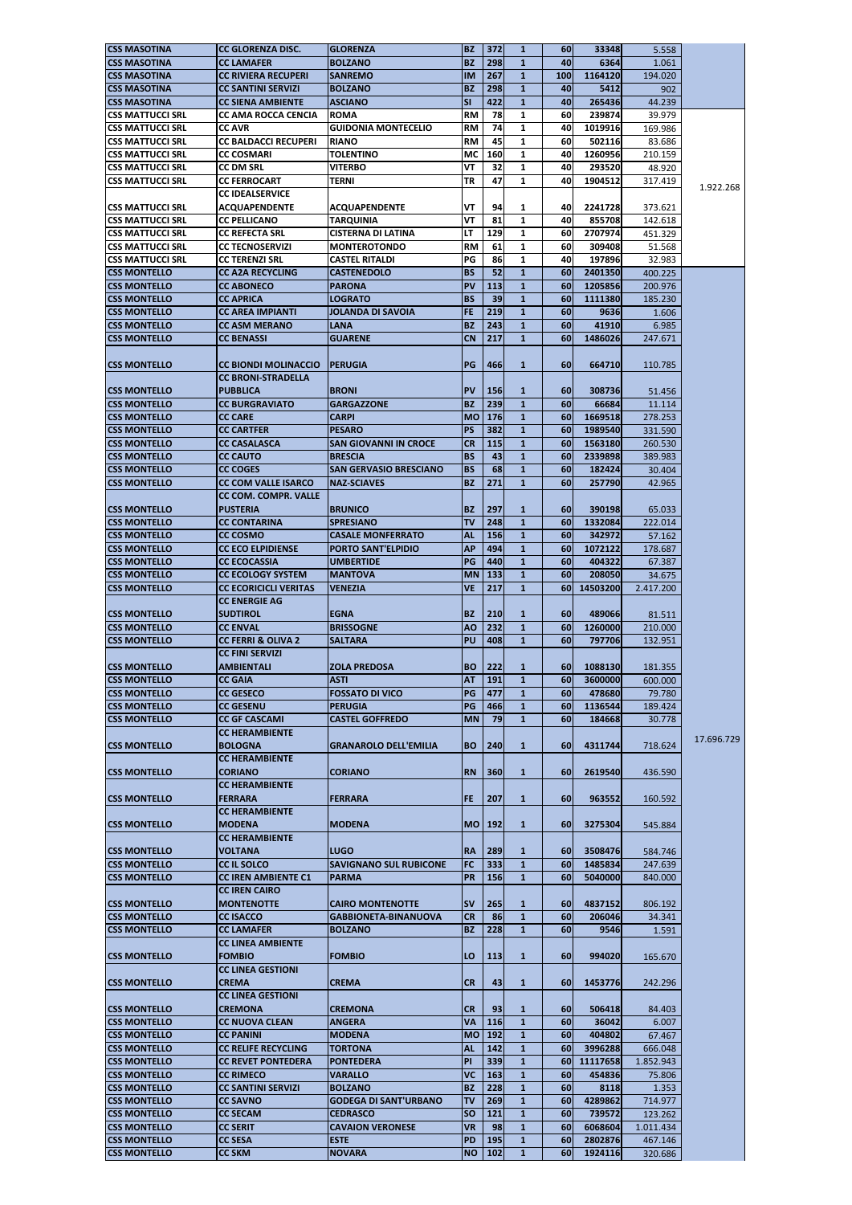| | | | | | | | | | |
|---|---|---|---|---|---|---|---|---|---|
| CSS MASOTINA | CC GLORENZA DISC. | GLORENZA | BZ | 372 | 1 | 60 | 33348 | 5.558 | |
| CSS MASOTINA | CC LAMAFER | BOLZANO | BZ | 298 | 1 | 40 | 6364 | 1.061 | |
| CSS MASOTINA | CC RIVIERA RECUPERI | SANREMO | IM | 267 | 1 | 100 | 1164120 | 194.020 | |
| CSS MASOTINA | CC SANTINI SERVIZI | BOLZANO | BZ | 298 | 1 | 40 | 5412 | 902 | |
| CSS MASOTINA | CC SIENA AMBIENTE | ASCIANO | SI | 422 | 1 | 40 | 265436 | 44.239 | |
| CSS MATTUCCI SRL | CC AMA ROCCA CENCIA | ROMA | RM | 78 | 1 | 60 | 239874 | 39.979 | |
| CSS MATTUCCI SRL | CC AVR | GUIDONIA MONTECELIO | RM | 74 | 1 | 40 | 1019916 | 169.986 | |
| CSS MATTUCCI SRL | CC BALDACCI RECUPERI | RIANO | RM | 45 | 1 | 60 | 502116 | 83.686 | |
| CSS MATTUCCI SRL | CC COSMARI | TOLENTINO | MC | 160 | 1 | 40 | 1260956 | 210.159 | |
| CSS MATTUCCI SRL | CC DM SRL | VITERBO | VT | 32 | 1 | 40 | 293520 | 48.920 | |
| CSS MATTUCCI SRL | CC FERROCART | TERNI | TR | 47 | 1 | 40 | 1904512 | 317.419 | 1.922.268 |
| CSS MATTUCCI SRL | CC IDEALSERVICE ACQUAPENDENTE | ACQUAPENDENTE | VT | 94 | 1 | 40 | 2241728 | 373.621 | |
| CSS MATTUCCI SRL | CC PELLICANO | TARQUINIA | VT | 81 | 1 | 40 | 855708 | 142.618 | |
| CSS MATTUCCI SRL | CC REFECTA SRL | CISTERNA DI LATINA | LT | 129 | 1 | 60 | 2707974 | 451.329 | |
| CSS MATTUCCI SRL | CC TECNOSERVIZI | MONTEROTONDO | RM | 61 | 1 | 60 | 309408 | 51.568 | |
| CSS MATTUCCI SRL | CC TERENZI SRL | CASTEL RITALDI | PG | 86 | 1 | 40 | 197896 | 32.983 | |
| CSS MONTELLO | CC A2A RECYCLING | CASTENEDOLO | BS | 52 | 1 | 60 | 2401350 | 400.225 | |
| CSS MONTELLO | CC ABONECO | PARONA | PV | 113 | 1 | 60 | 1205856 | 200.976 | |
| CSS MONTELLO | CC APRICA | LOGRATO | BS | 39 | 1 | 60 | 1111380 | 185.230 | |
| CSS MONTELLO | CC AREA IMPIANTI | JOLANDA DI SAVOIA | FE | 219 | 1 | 60 | 9636 | 1.606 | |
| CSS MONTELLO | CC ASM MERANO | LANA | BZ | 243 | 1 | 60 | 41910 | 6.985 | |
| CSS MONTELLO | CC BENASSI | GUARENE | CN | 217 | 1 | 60 | 1486026 | 247.671 | |
| CSS MONTELLO | CC BIONDI MOLINACCIO | PERUGIA | PG | 466 | 1 | 60 | 664710 | 110.785 | |
| CSS MONTELLO | CC BRONI-STRADELLA PUBBLICA | BRONI | PV | 156 | 1 | 60 | 308736 | 51.456 | |
| CSS MONTELLO | CC BURGRAVIATO | GARGAZZONE | BZ | 239 | 1 | 60 | 66684 | 11.114 | |
| CSS MONTELLO | CC CARE | CARPI | MO | 176 | 1 | 60 | 1669518 | 278.253 | |
| CSS MONTELLO | CC CARTFER | PESARO | PS | 382 | 1 | 60 | 1989540 | 331.590 | |
| CSS MONTELLO | CC CASALASCA | SAN GIOVANNI IN CROCE | CR | 115 | 1 | 60 | 1563180 | 260.530 | |
| CSS MONTELLO | CC CAUTO | BRESCIA | BS | 43 | 1 | 60 | 2339898 | 389.983 | |
| CSS MONTELLO | CC COGES | SAN GERVASIO BRESCIANO | BS | 68 | 1 | 60 | 182424 | 30.404 | |
| CSS MONTELLO | CC COM VALLE ISARCO | NAZ-SCIAVES | BZ | 271 | 1 | 60 | 257790 | 42.965 | |
| CSS MONTELLO | CC COM. COMPR. VALLE PUSTERIA | BRUNICO | BZ | 297 | 1 | 60 | 390198 | 65.033 | |
| CSS MONTELLO | CC CONTARINA | SPRESIANO | TV | 248 | 1 | 60 | 1332084 | 222.014 | |
| CSS MONTELLO | CC COSMO | CASALE MONFERRATO | AL | 156 | 1 | 60 | 342972 | 57.162 | |
| CSS MONTELLO | CC ECO ELPIDIENSE | PORTO SANT'ELPIDIO | AP | 494 | 1 | 60 | 1072122 | 178.687 | |
| CSS MONTELLO | CC ECOCASSIA | UMBERTIDE | PG | 440 | 1 | 60 | 404322 | 67.387 | |
| CSS MONTELLO | CC ECOLOGY SYSTEM | MANTOVA | MN | 133 | 1 | 60 | 208050 | 34.675 | |
| CSS MONTELLO | CC ECORICICLI VERITAS | VENEZIA | VE | 217 | 1 | 60 | 14503200 | 2.417.200 | |
| CSS MONTELLO | CC ENERGIE AG SUDTIROL | EGNA | BZ | 210 | 1 | 60 | 489066 | 81.511 | |
| CSS MONTELLO | CC ENVAL | BRISSOGNE | AO | 232 | 1 | 60 | 1260000 | 210.000 | |
| CSS MONTELLO | CC FERRI & OLIVA 2 | SALTARA | PU | 408 | 1 | 60 | 797706 | 132.951 | |
| CSS MONTELLO | CC FINI SERVIZI AMBIENTALI | ZOLA PREDOSA | BO | 222 | 1 | 60 | 1088130 | 181.355 | |
| CSS MONTELLO | CC GAIA | ASTI | AT | 191 | 1 | 60 | 3600000 | 600.000 | |
| CSS MONTELLO | CC GESECO | FOSSATO DI VICO | PG | 477 | 1 | 60 | 478680 | 79.780 | |
| CSS MONTELLO | CC GESENU | PERUGIA | PG | 466 | 1 | 60 | 1136544 | 189.424 | |
| CSS MONTELLO | CC GF CASCAMI | CASTEL GOFFREDO | MN | 79 | 1 | 60 | 184668 | 30.778 | |
| CSS MONTELLO | CC HERAMBIENTE BOLOGNA | GRANAROLO DELL'EMILIA | BO | 240 | 1 | 60 | 4311744 | 718.624 | 17.696.729 |
| CSS MONTELLO | CC HERAMBIENTE CORIANO | CORIANO | RN | 360 | 1 | 60 | 2619540 | 436.590 | |
| CSS MONTELLO | CC HERAMBIENTE FERRARA | FERRARA | FE | 207 | 1 | 60 | 963552 | 160.592 | |
| CSS MONTELLO | CC HERAMBIENTE MODENA | MODENA | MO | 192 | 1 | 60 | 3275304 | 545.884 | |
| CSS MONTELLO | CC HERAMBIENTE VOLTANA | LUGO | RA | 289 | 1 | 60 | 3508476 | 584.746 | |
| CSS MONTELLO | CC IL SOLCO | SAVIGNANO SUL RUBICONE | FC | 333 | 1 | 60 | 1485834 | 247.639 | |
| CSS MONTELLO | CC IREN AMBIENTE C1 | PARMA | PR | 156 | 1 | 60 | 5040000 | 840.000 | |
| CSS MONTELLO | CC IREN CAIRO MONTENOTTE | CAIRO MONTENOTTE | SV | 265 | 1 | 60 | 4837152 | 806.192 | |
| CSS MONTELLO | CC ISACCO | GABBIONETA-BINANUOVA | CR | 86 | 1 | 60 | 206046 | 34.341 | |
| CSS MONTELLO | CC LAMAFER | BOLZANO | BZ | 228 | 1 | 60 | 9546 | 1.591 | |
| CSS MONTELLO | CC LINEA AMBIENTE FOMBIO | FOMBIO | LO | 113 | 1 | 60 | 994020 | 165.670 | |
| CSS MONTELLO | CC LINEA GESTIONI CREMA | CREMA | CR | 43 | 1 | 60 | 1453776 | 242.296 | |
| CSS MONTELLO | CC LINEA GESTIONI CREMONA | CREMONA | CR | 93 | 1 | 60 | 506418 | 84.403 | |
| CSS MONTELLO | CC NUOVA CLEAN | ANGERA | VA | 116 | 1 | 60 | 36042 | 6.007 | |
| CSS MONTELLO | CC PANINI | MODENA | MO | 192 | 1 | 60 | 404802 | 67.467 | |
| CSS MONTELLO | CC RELIFE RECYCLING | TORTONA | AL | 142 | 1 | 60 | 3996288 | 666.048 | |
| CSS MONTELLO | CC REVET PONTEDERA | PONTEDERA | PI | 339 | 1 | 60 | 11117658 | 1.852.943 | |
| CSS MONTELLO | CC RIMECO | VARALLO | VC | 163 | 1 | 60 | 454836 | 75.806 | |
| CSS MONTELLO | CC SANTINI SERVIZI | BOLZANO | BZ | 228 | 1 | 60 | 8118 | 1.353 | |
| CSS MONTELLO | CC SAVNO | GODEGA DI SANT'URBANO | TV | 269 | 1 | 60 | 4289862 | 714.977 | |
| CSS MONTELLO | CC SECAM | CEDRASCO | SO | 121 | 1 | 60 | 739572 | 123.262 | |
| CSS MONTELLO | CC SERIT | CAVAION VERONESE | VR | 98 | 1 | 60 | 6068604 | 1.011.434 | |
| CSS MONTELLO | CC SESA | ESTE | PD | 195 | 1 | 60 | 2802876 | 467.146 | |
| CSS MONTELLO | CC SKM | NOVARA | NO | 102 | 1 | 60 | 1924116 | 320.686 | |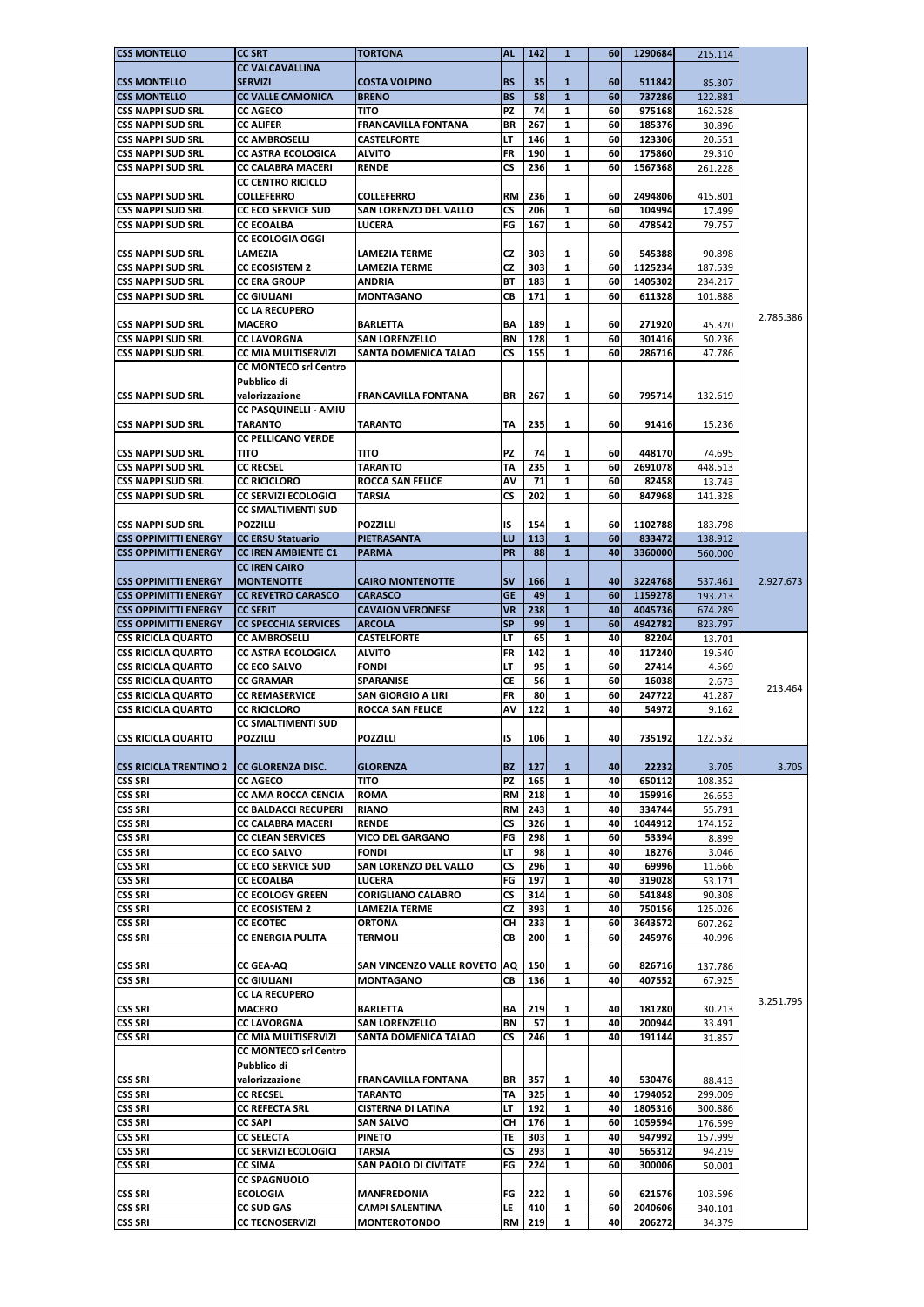| | | | | | | | | | |
|---|---|---|---|---|---|---|---|---|---|
| CSS MONTELLO | CC SRT | TORTONA | AL | 142 | 1 | 60 | 1290684 | 215.114 | |
| CSS MONTELLO | CC VALCAVALLINA SERVIZI | COSTA VOLPINO | BS | 35 | 1 | 60 | 511842 | 85.307 | |
| CSS MONTELLO | CC VALLE CAMONICA | BRENO | BS | 58 | 1 | 60 | 737286 | 122.881 | |
| CSS NAPPI SUD SRL | CC AGECO | TITO | PZ | 74 | 1 | 60 | 975168 | 162.528 | |
| CSS NAPPI SUD SRL | CC ALIFER | FRANCAVILLA FONTANA | BR | 267 | 1 | 60 | 185376 | 30.896 | |
| CSS NAPPI SUD SRL | CC AMBROSELLI | CASTELFORTE | LT | 146 | 1 | 60 | 123306 | 20.551 | |
| CSS NAPPI SUD SRL | CC ASTRA ECOLOGICA | ALVITO | FR | 190 | 1 | 60 | 175860 | 29.310 | |
| CSS NAPPI SUD SRL | CC CALABRA MACERI | RENDE | CS | 236 | 1 | 60 | 1567368 | 261.228 | |
| CSS NAPPI SUD SRL | CC CENTRO RICICLO COLLEFERRO | COLLEFERRO | RM | 236 | 1 | 60 | 2494806 | 415.801 | |
| CSS NAPPI SUD SRL | CC ECO SERVICE SUD | SAN LORENZO DEL VALLO | CS | 206 | 1 | 60 | 104994 | 17.499 | |
| CSS NAPPI SUD SRL | CC ECOALBA | LUCERA | FG | 167 | 1 | 60 | 478542 | 79.757 | |
| CSS NAPPI SUD SRL | CC ECOLOGIA OGGI LAMEZIA | LAMEZIA TERME | CZ | 303 | 1 | 60 | 545388 | 90.898 | |
| CSS NAPPI SUD SRL | CC ECOSISTEM 2 | LAMEZIA TERME | CZ | 303 | 1 | 60 | 1125234 | 187.539 | |
| CSS NAPPI SUD SRL | CC ERA GROUP | ANDRIA | BT | 183 | 1 | 60 | 1405302 | 234.217 | |
| CSS NAPPI SUD SRL | CC GIULIANI | MONTAGANO | CB | 171 | 1 | 60 | 611328 | 101.888 | |
| CSS NAPPI SUD SRL | CC LA RECUPERO MACERO | BARLETTA | BA | 189 | 1 | 60 | 271920 | 45.320 | 2.785.386 |
| CSS NAPPI SUD SRL | CC LAVORGNA | SAN LORENZELLO | BN | 128 | 1 | 60 | 301416 | 50.236 | |
| CSS NAPPI SUD SRL | CC MIA MULTISERVIZI | SANTA DOMENICA TALAO | CS | 155 | 1 | 60 | 286716 | 47.786 | |
| CSS NAPPI SUD SRL | CC MONTECO srl Centro Pubblico di valorizzazione | FRANCAVILLA FONTANA | BR | 267 | 1 | 60 | 795714 | 132.619 | |
| CSS NAPPI SUD SRL | CC PASQUINELLI - AMIU TARANTO | TARANTO | TA | 235 | 1 | 60 | 91416 | 15.236 | |
| CSS NAPPI SUD SRL | CC PELLICANO VERDE TITO | TITO | PZ | 74 | 1 | 60 | 448170 | 74.695 | |
| CSS NAPPI SUD SRL | CC RECSEL | TARANTO | TA | 235 | 1 | 60 | 2691078 | 448.513 | |
| CSS NAPPI SUD SRL | CC RICICLORO | ROCCA SAN FELICE | AV | 71 | 1 | 60 | 82458 | 13.743 | |
| CSS NAPPI SUD SRL | CC SERVIZI ECOLOGICI | TARSIA | CS | 202 | 1 | 60 | 847968 | 141.328 | |
| CSS NAPPI SUD SRL | CC SMALTIMENTI SUD POZZILLI | POZZILLI | IS | 154 | 1 | 60 | 1102788 | 183.798 | |
| CSS OPPIMITTI ENERGY | CC ERSU Statuario | PIETRASANTA | LU | 113 | 1 | 60 | 833472 | 138.912 | |
| CSS OPPIMITTI ENERGY | CC IREN AMBIENTE C1 | PARMA | PR | 88 | 1 | 40 | 3360000 | 560.000 | |
| CSS OPPIMITTI ENERGY | CC IREN CAIRO MONTENOTTE | CAIRO MONTENOTTE | SV | 166 | 1 | 40 | 3224768 | 537.461 | 2.927.673 |
| CSS OPPIMITTI ENERGY | CC REVETRO CARASCO | CARASCO | GE | 49 | 1 | 60 | 1159278 | 193.213 | |
| CSS OPPIMITTI ENERGY | CC SERIT | CAVAION VERONESE | VR | 238 | 1 | 40 | 4045736 | 674.289 | |
| CSS OPPIMITTI ENERGY | CC SPECCHIA SERVICES | ARCOLA | SP | 99 | 1 | 60 | 4942782 | 823.797 | |
| CSS RICICLA QUARTO | CC AMBROSELLI | CASTELFORTE | LT | 65 | 1 | 40 | 82204 | 13.701 | |
| CSS RICICLA QUARTO | CC ASTRA ECOLOGICA | ALVITO | FR | 142 | 1 | 40 | 117240 | 19.540 | |
| CSS RICICLA QUARTO | CC ECO SALVO | FONDI | LT | 95 | 1 | 60 | 27414 | 4.569 | |
| CSS RICICLA QUARTO | CC GRAMAR | SPARANISE | CE | 56 | 1 | 60 | 16038 | 2.673 | 213.464 |
| CSS RICICLA QUARTO | CC REMASERVICE | SAN GIORGIO A LIRI | FR | 80 | 1 | 60 | 247722 | 41.287 | |
| CSS RICICLA QUARTO | CC RICICLORO | ROCCA SAN FELICE | AV | 122 | 1 | 40 | 54972 | 9.162 | |
| CSS RICICLA QUARTO | CC SMALTIMENTI SUD POZZILLI | POZZILLI | IS | 106 | 1 | 40 | 735192 | 122.532 | |
| CSS RICICLA TRENTINO 2 | CC GLORENZA DISC. | GLORENZA | BZ | 127 | 1 | 40 | 22232 | 3.705 | 3.705 |
| CSS SRI | CC AGECO | TITO | PZ | 165 | 1 | 40 | 650112 | 108.352 | |
| CSS SRI | CC AMA ROCCA CENCIA | ROMA | RM | 218 | 1 | 40 | 159916 | 26.653 | |
| CSS SRI | CC BALDACCI RECUPERI | RIANO | RM | 243 | 1 | 40 | 334744 | 55.791 | |
| CSS SRI | CC CALABRA MACERI | RENDE | CS | 326 | 1 | 40 | 1044912 | 174.152 | |
| CSS SRI | CC CLEAN SERVICES | VICO DEL GARGANO | FG | 298 | 1 | 60 | 53394 | 8.899 | |
| CSS SRI | CC ECO SALVO | FONDI | LT | 98 | 1 | 40 | 18276 | 3.046 | |
| CSS SRI | CC ECO SERVICE SUD | SAN LORENZO DEL VALLO | CS | 296 | 1 | 40 | 69996 | 11.666 | |
| CSS SRI | CC ECOALBA | LUCERA | FG | 197 | 1 | 40 | 319028 | 53.171 | |
| CSS SRI | CC ECOLOGY GREEN | CORIGLIANO CALABRO | CS | 314 | 1 | 60 | 541848 | 90.308 | |
| CSS SRI | CC ECOSISTEM 2 | LAMEZIA TERME | CZ | 393 | 1 | 40 | 750156 | 125.026 | |
| CSS SRI | CC ECOTEC | ORTONA | CH | 233 | 1 | 60 | 3643572 | 607.262 | |
| CSS SRI | CC ENERGIA PULITA | TERMOLI | CB | 200 | 1 | 60 | 245976 | 40.996 | |
| CSS SRI | CC GEA-AQ | SAN VINCENZO VALLE ROVETO | AQ | 150 | 1 | 60 | 826716 | 137.786 | |
| CSS SRI | CC GIULIANI | MONTAGANO | CB | 136 | 1 | 40 | 407552 | 67.925 | |
| CSS SRI | CC LA RECUPERO MACERO | BARLETTA | BA | 219 | 1 | 40 | 181280 | 30.213 | 3.251.795 |
| CSS SRI | CC LAVORGNA | SAN LORENZELLO | BN | 57 | 1 | 40 | 200944 | 33.491 | |
| CSS SRI | CC MIA MULTISERVIZI | SANTA DOMENICA TALAO | CS | 246 | 1 | 40 | 191144 | 31.857 | |
| CSS SRI | CC MONTECO srl Centro Pubblico di valorizzazione | FRANCAVILLA FONTANA | BR | 357 | 1 | 40 | 530476 | 88.413 | |
| CSS SRI | CC RECSEL | TARANTO | TA | 325 | 1 | 40 | 1794052 | 299.009 | |
| CSS SRI | CC REFECTA SRL | CISTERNA DI LATINA | LT | 192 | 1 | 40 | 1805316 | 300.886 | |
| CSS SRI | CC SAPI | SAN SALVO | CH | 176 | 1 | 60 | 1059594 | 176.599 | |
| CSS SRI | CC SELECTA | PINETO | TE | 303 | 1 | 40 | 947992 | 157.999 | |
| CSS SRI | CC SERVIZI ECOLOGICI | TARSIA | CS | 293 | 1 | 40 | 565312 | 94.219 | |
| CSS SRI | CC SIMA | SAN PAOLO DI CIVITATE | FG | 224 | 1 | 60 | 300006 | 50.001 | |
| CSS SRI | CC SPAGNUOLO ECOLOGIA | MANFREDONIA | FG | 222 | 1 | 60 | 621576 | 103.596 | |
| CSS SRI | CC SUD GAS | CAMPI SALENTINA | LE | 410 | 1 | 60 | 2040606 | 340.101 | |
| CSS SRI | CC TECNOSERVIZI | MONTEROTONDO | RM | 219 | 1 | 40 | 206272 | 34.379 | |